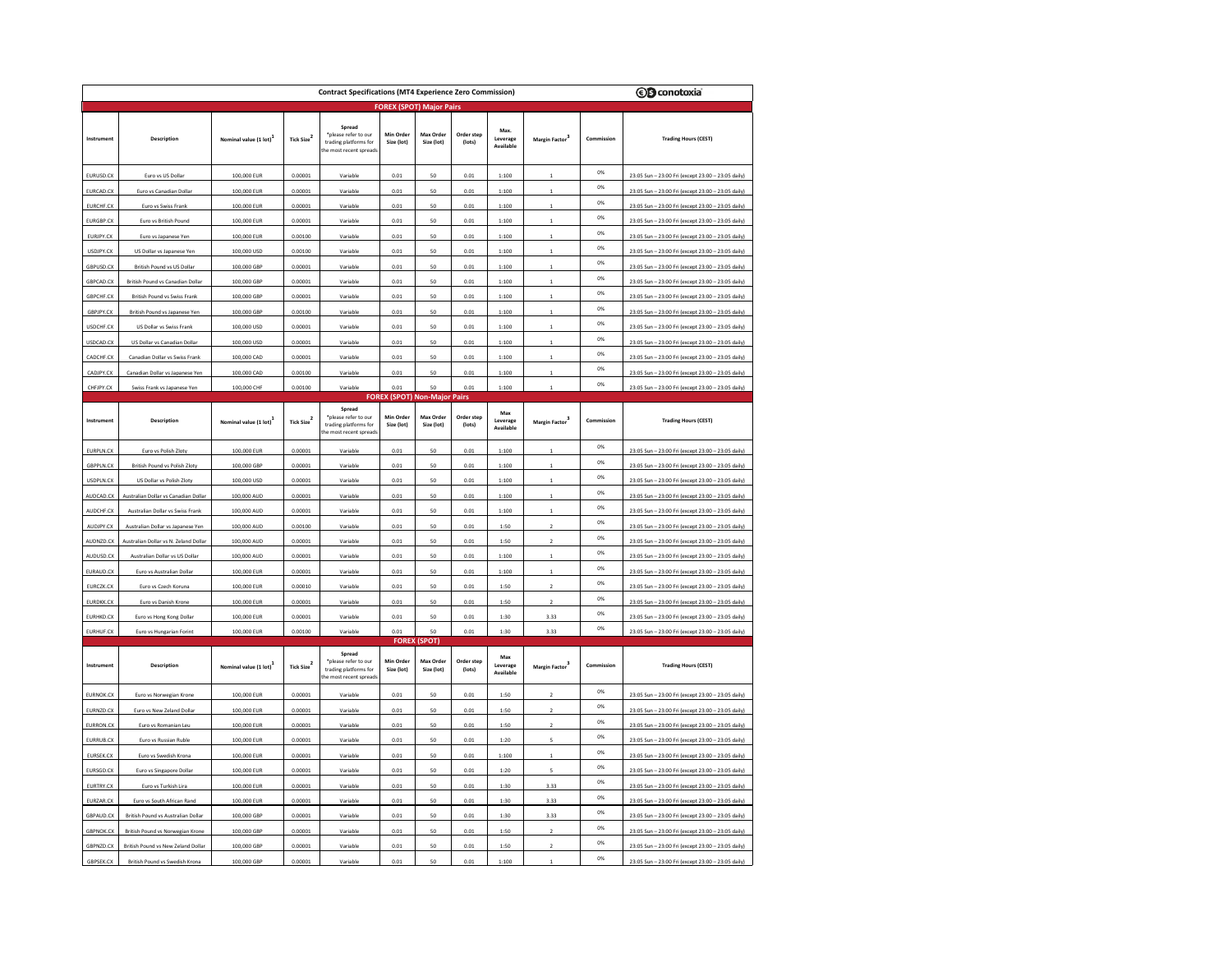# Contract Specifications (MT4 Experience Zero Commission)

conotoxia

## FOREX (SPOT) Major Pairs

| Instrument | Description | Nominal value (1 lot)[1] | Tick Size[2] | Spread *please refer to our trading platforms for the most recent spreads | Min Order Size (lot) | Max Order Size (lot) | Order step (lots) | Max. Leverage Available | Margin Factor[3] | Commission | Trading Hours (CEST) |
|---|---|---|---|---|---|---|---|---|---|---|---|
| EURUSD.CX | Euro vs US Dollar | 100,000 EUR | 0.00001 | Variable | 0.01 | 50 | 0.01 | 1:100 | 1 | 0% | 23:05 Sun – 23:00 Fri (except 23:00 – 23:05 daily) |
| EURCAD.CX | Euro vs Canadian Dollar | 100,000 EUR | 0.00001 | Variable | 0.01 | 50 | 0.01 | 1:100 | 1 | 0% | 23:05 Sun – 23:00 Fri (except 23:00 – 23:05 daily) |
| EURCHF.CX | Euro vs Swiss Frank | 100,000 EUR | 0.00001 | Variable | 0.01 | 50 | 0.01 | 1:100 | 1 | 0% | 23:05 Sun – 23:00 Fri (except 23:00 – 23:05 daily) |
| EURGBP.CX | Euro vs British Pound | 100,000 EUR | 0.00001 | Variable | 0.01 | 50 | 0.01 | 1:100 | 1 | 0% | 23:05 Sun – 23:00 Fri (except 23:00 – 23:05 daily) |
| EURJPY.CX | Euro vs Japanese Yen | 100,000 EUR | 0.00100 | Variable | 0.01 | 50 | 0.01 | 1:100 | 1 | 0% | 23:05 Sun – 23:00 Fri (except 23:00 – 23:05 daily) |
| USDJPY.CX | US Dollar vs Japanese Yen | 100,000 USD | 0.00100 | Variable | 0.01 | 50 | 0.01 | 1:100 | 1 | 0% | 23:05 Sun – 23:00 Fri (except 23:00 – 23:05 daily) |
| GBPUSD.CX | British Pound vs US Dollar | 100,000 GBP | 0.00001 | Variable | 0.01 | 50 | 0.01 | 1:100 | 1 | 0% | 23:05 Sun – 23:00 Fri (except 23:00 – 23:05 daily) |
| GBPCAD.CX | British Pound vs Canadian Dollar | 100,000 GBP | 0.00001 | Variable | 0.01 | 50 | 0.01 | 1:100 | 1 | 0% | 23:05 Sun – 23:00 Fri (except 23:00 – 23:05 daily) |
| GBPCHF.CX | British Pound vs Swiss Frank | 100,000 GBP | 0.00001 | Variable | 0.01 | 50 | 0.01 | 1:100 | 1 | 0% | 23:05 Sun – 23:00 Fri (except 23:00 – 23:05 daily) |
| GBPJPY.CX | British Pound vs Japanese Yen | 100,000 GBP | 0.00100 | Variable | 0.01 | 50 | 0.01 | 1:100 | 1 | 0% | 23:05 Sun – 23:00 Fri (except 23:00 – 23:05 daily) |
| USDCHF.CX | US Dollar vs Swiss Frank | 100,000 USD | 0.00001 | Variable | 0.01 | 50 | 0.01 | 1:100 | 1 | 0% | 23:05 Sun – 23:00 Fri (except 23:00 – 23:05 daily) |
| USDCAD.CX | US Dollar vs Canadian Dollar | 100,000 USD | 0.00001 | Variable | 0.01 | 50 | 0.01 | 1:100 | 1 | 0% | 23:05 Sun – 23:00 Fri (except 23:00 – 23:05 daily) |
| CADCHF.CX | Canadian Dollar vs Swiss Frank | 100,000 CAD | 0.00001 | Variable | 0.01 | 50 | 0.01 | 1:100 | 1 | 0% | 23:05 Sun – 23:00 Fri (except 23:00 – 23:05 daily) |
| CADJPY.CX | Canadian Dollar vs Japanese Yen | 100,000 CAD | 0.00100 | Variable | 0.01 | 50 | 0.01 | 1:100 | 1 | 0% | 23:05 Sun – 23:00 Fri (except 23:00 – 23:05 daily) |
| CHFJPY.CX | Swiss Frank vs Japanese Yen | 100,000 CHF | 0.00100 | Variable | 0.01 | 50 | 0.01 | 1:100 | 1 | 0% | 23:05 Sun – 23:00 Fri (except 23:00 – 23:05 daily) |

## FOREX (SPOT) Non-Major Pairs

| Instrument | Description | Nominal value (1 lot)[1] | Tick Size[2] | Spread *please refer to our trading platforms for the most recent spreads | Min Order Size (lot) | Max Order Size (lot) | Order step (lots) | Max Leverage Available | Margin Factor[3] | Commission | Trading Hours (CEST) |
|---|---|---|---|---|---|---|---|---|---|---|---|
| EURPLN.CX | Euro vs Polish Zloty | 100,000 EUR | 0.00001 | Variable | 0.01 | 50 | 0.01 | 1:100 | 1 | 0% | 23:05 Sun – 23:00 Fri (except 23:00 – 23:05 daily) |
| GBPPLN.CX | British Pound vs Polish Zloty | 100,000 GBP | 0.00001 | Variable | 0.01 | 50 | 0.01 | 1:100 | 1 | 0% | 23:05 Sun – 23:00 Fri (except 23:00 – 23:05 daily) |
| USDPLN.CX | US Dollar vs Polish Zloty | 100,000 USD | 0.00001 | Variable | 0.01 | 50 | 0.01 | 1:100 | 1 | 0% | 23:05 Sun – 23:00 Fri (except 23:00 – 23:05 daily) |
| AUDCAD.CX | Australian Dollar vs Canadian Dollar | 100,000 AUD | 0.00001 | Variable | 0.01 | 50 | 0.01 | 1:100 | 1 | 0% | 23:05 Sun – 23:00 Fri (except 23:00 – 23:05 daily) |
| AUDCHF.CX | Australian Dollar vs Swiss Frank | 100,000 AUD | 0.00001 | Variable | 0.01 | 50 | 0.01 | 1:100 | 1 | 0% | 23:05 Sun – 23:00 Fri (except 23:00 – 23:05 daily) |
| AUDJPY.CX | Australian Dollar vs Japanese Yen | 100,000 AUD | 0.00100 | Variable | 0.01 | 50 | 0.01 | 1:50 | 2 | 0% | 23:05 Sun – 23:00 Fri (except 23:00 – 23:05 daily) |
| AUDNZD.CX | Australian Dollar vs N. Zeland Dollar | 100,000 AUD | 0.00001 | Variable | 0.01 | 50 | 0.01 | 1:50 | 2 | 0% | 23:05 Sun – 23:00 Fri (except 23:00 – 23:05 daily) |
| AUDUSD.CX | Australian Dollar vs US Dollar | 100,000 AUD | 0.00001 | Variable | 0.01 | 50 | 0.01 | 1:100 | 1 | 0% | 23:05 Sun – 23:00 Fri (except 23:00 – 23:05 daily) |
| EURAUD.CX | Euro vs Australian Dollar | 100,000 EUR | 0.00001 | Variable | 0.01 | 50 | 0.01 | 1:100 | 1 | 0% | 23:05 Sun – 23:00 Fri (except 23:00 – 23:05 daily) |
| EURCZK.CX | Euro vs Czech Koruna | 100,000 EUR | 0.00010 | Variable | 0.01 | 50 | 0.01 | 1:50 | 2 | 0% | 23:05 Sun – 23:00 Fri (except 23:00 – 23:05 daily) |
| EURDKK.CX | Euro vs Danish Krone | 100,000 EUR | 0.00001 | Variable | 0.01 | 50 | 0.01 | 1:50 | 2 | 0% | 23:05 Sun – 23:00 Fri (except 23:00 – 23:05 daily) |
| EURHKD.CX | Euro vs Hong Kong Dollar | 100,000 EUR | 0.00001 | Variable | 0.01 | 50 | 0.01 | 1:30 | 3.33 | 0% | 23:05 Sun – 23:00 Fri (except 23:00 – 23:05 daily) |
| EURHUF.CX | Euro vs Hungarian Forint | 100,000 EUR | 0.00100 | Variable | 0.01 | 50 | 0.01 | 1:30 | 3.33 | 0% | 23:05 Sun – 23:00 Fri (except 23:00 – 23:05 daily) |

## FOREX (SPOT)

| Instrument | Description | Nominal value (1 lot)[1] | Tick Size[2] | Spread *please refer to our trading platforms for the most recent spreads | Min Order Size (lot) | Max Order Size (lot) | Order step (lots) | Max Leverage Available | Margin Factor[3] | Commission | Trading Hours (CEST) |
|---|---|---|---|---|---|---|---|---|---|---|---|
| EURNOK.CX | Euro vs Norwegian Krone | 100,000 EUR | 0.00001 | Variable | 0.01 | 50 | 0.01 | 1:50 | 2 | 0% | 23:05 Sun – 23:00 Fri (except 23:00 – 23:05 daily) |
| EURNZD.CX | Euro vs New Zeland Dollar | 100,000 EUR | 0.00001 | Variable | 0.01 | 50 | 0.01 | 1:50 | 2 | 0% | 23:05 Sun – 23:00 Fri (except 23:00 – 23:05 daily) |
| EURRON.CX | Euro vs Romanian Leu | 100,000 EUR | 0.00001 | Variable | 0.01 | 50 | 0.01 | 1:50 | 2 | 0% | 23:05 Sun – 23:00 Fri (except 23:00 – 23:05 daily) |
| EURRUB.CX | Euro vs Russian Ruble | 100,000 EUR | 0.00001 | Variable | 0.01 | 50 | 0.01 | 1:20 | 5 | 0% | 23:05 Sun – 23:00 Fri (except 23:00 – 23:05 daily) |
| EURSEK.CX | Euro vs Swedish Krona | 100,000 EUR | 0.00001 | Variable | 0.01 | 50 | 0.01 | 1:100 | 1 | 0% | 23:05 Sun – 23:00 Fri (except 23:00 – 23:05 daily) |
| EURSGD.CX | Euro vs Singapore Dollar | 100,000 EUR | 0.00001 | Variable | 0.01 | 50 | 0.01 | 1:20 | 5 | 0% | 23:05 Sun – 23:00 Fri (except 23:00 – 23:05 daily) |
| EURTRY.CX | Euro vs Turkish Lira | 100,000 EUR | 0.00001 | Variable | 0.01 | 50 | 0.01 | 1:30 | 3.33 | 0% | 23:05 Sun – 23:00 Fri (except 23:00 – 23:05 daily) |
| EURZAR.CX | Euro vs South African Rand | 100,000 EUR | 0.00001 | Variable | 0.01 | 50 | 0.01 | 1:30 | 3.33 | 0% | 23:05 Sun – 23:00 Fri (except 23:00 – 23:05 daily) |
| GBPAUD.CX | British Pound vs Australian Dollar | 100,000 GBP | 0.00001 | Variable | 0.01 | 50 | 0.01 | 1:30 | 3.33 | 0% | 23:05 Sun – 23:00 Fri (except 23:00 – 23:05 daily) |
| GBPNOK.CX | British Pound vs Norwegian Krone | 100,000 GBP | 0.00001 | Variable | 0.01 | 50 | 0.01 | 1:50 | 2 | 0% | 23:05 Sun – 23:00 Fri (except 23:00 – 23:05 daily) |
| GBPNZD.CX | British Pound vs New Zeland Dollar | 100,000 GBP | 0.00001 | Variable | 0.01 | 50 | 0.01 | 1:50 | 2 | 0% | 23:05 Sun – 23:00 Fri (except 23:00 – 23:05 daily) |
| GBPSEK.CX | British Pound vs Swedish Krona | 100,000 GBP | 0.00001 | Variable | 0.01 | 50 | 0.01 | 1:100 | 1 | 0% | 23:05 Sun – 23:00 Fri (except 23:00 – 23:05 daily) |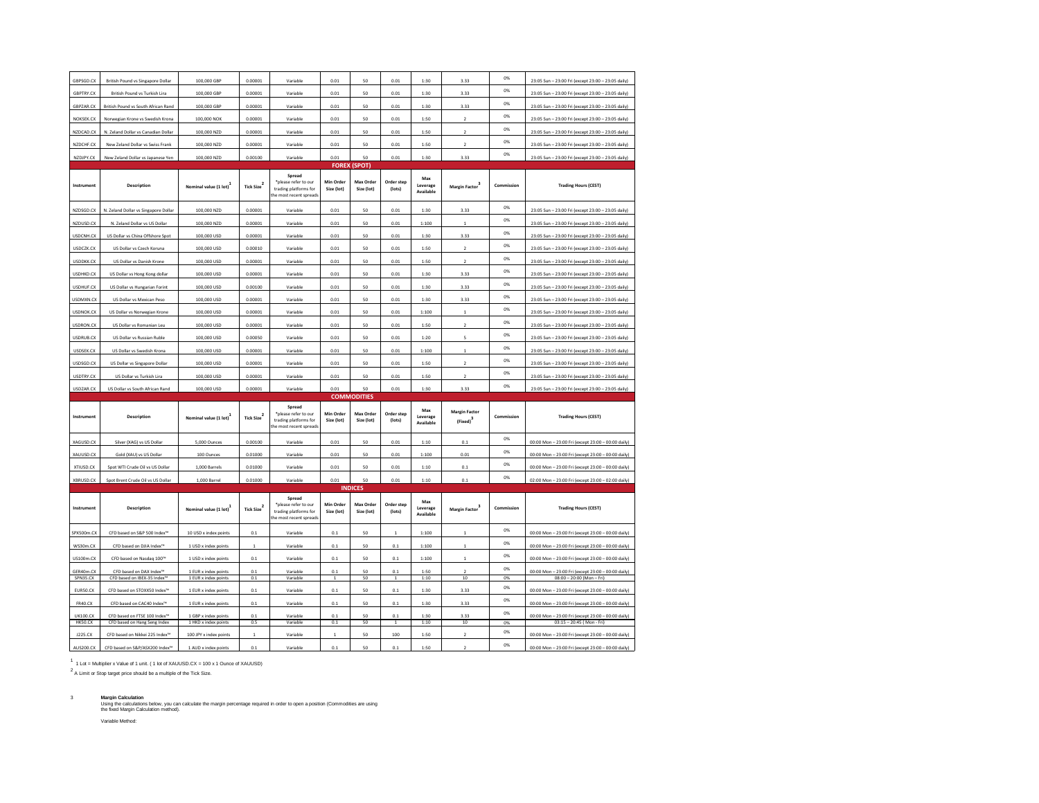| GBPSGD.CX | British Pound vs Singapore Dollar | 100,000 GBP | 0.00001 | Variable | 0.01 | 50 | 0.01 | 1:30 | 3.33 | 0% | 23:05 Sun – 23:00 Fri (except 23:00 – 23:05 daily) |
|---|---|---|---|---|---|---|---|---|---|---|---|
| GBPTRY.CX | British Pound vs Turkish Lira | 100,000 GBP | 0.00001 | Variable | 0.01 | 50 | 0.01 | 1:30 | 3.33 | 0% | 23:05 Sun – 23:00 Fri (except 23:00 – 23:05 daily) |
| GBPZAR.CX | British Pound vs South African Rand | 100,000 GBP | 0.00001 | Variable | 0.01 | 50 | 0.01 | 1:30 | 3.33 | 0% | 23:05 Sun – 23:00 Fri (except 23:00 – 23:05 daily) |
| NOKSEK.CX | Norwegian Krone vs Swedish Krona | 100,000 NOK | 0.00001 | Variable | 0.01 | 50 | 0.01 | 1:50 | 2 | 0% | 23:05 Sun – 23:00 Fri (except 23:00 – 23:05 daily) |
| NZDCAD.CX | N. Zeland Dollar vs Canadian Dollar | 100,000 NZD | 0.00001 | Variable | 0.01 | 50 | 0.01 | 1:50 | 2 | 0% | 23:05 Sun – 23:00 Fri (except 23:00 – 23:05 daily) |
| NZDCHF.CX | New Zeland Dollar vs Swiss Frank | 100,000 NZD | 0.00001 | Variable | 0.01 | 50 | 0.01 | 1:50 | 2 | 0% | 23:05 Sun – 23:00 Fri (except 23:00 – 23:05 daily) |
| NZDJPY.CX | New Zeland Dollar vs Japanese Yen | 100,000 NZD | 0.00100 | Variable | 0.01 | 50 | 0.01 | 1:30 | 3.33 | 0% | 23:05 Sun – 23:00 Fri (except 23:00 – 23:05 daily) |

## FOREX (SPOT)

| Instrument | Description | Nominal value (1 lot)[1] | Tick Size[2] | Spread *please refer to our trading platforms for the most recent spreads | Min Order Size (lot) | Max Order Size (lot) | Order step (lots) | Max Leverage Available | Margin Factor[3] | Commission | Trading Hours (CEST) |
|---|---|---|---|---|---|---|---|---|---|---|---|
| NZDSGD.CX | N. Zeland Dollar vs Singapore Dollar | 100,000 NZD | 0.00001 | Variable | 0.01 | 50 | 0.01 | 1:30 | 3.33 | 0% | 23:05 Sun – 23:00 Fri (except 23:00 – 23:05 daily) |
| NZDUSD.CX | N. Zeland Dollar vs US Dollar | 100,000 NZD | 0.00001 | Variable | 0.01 | 50 | 0.01 | 1:100 | 1 | 0% | 23:05 Sun – 23:00 Fri (except 23:00 – 23:05 daily) |
| USDCNH.CX | US Dollar vs China Offshore Spot | 100,000 USD | 0.00001 | Variable | 0.01 | 50 | 0.01 | 1:30 | 3.33 | 0% | 23:05 Sun – 23:00 Fri (except 23:00 – 23:05 daily) |
| USDCZK.CX | US Dollar vs Czech Koruna | 100,000 USD | 0.00010 | Variable | 0.01 | 50 | 0.01 | 1:50 | 2 | 0% | 23:05 Sun – 23:00 Fri (except 23:00 – 23:05 daily) |
| USDDKK.CX | US Dollar vs Danish Krone | 100,000 USD | 0.00001 | Variable | 0.01 | 50 | 0.01 | 1:50 | 2 | 0% | 23:05 Sun – 23:00 Fri (except 23:00 – 23:05 daily) |
| USDHKD.CX | US Dollar vs Hong Kong dollar | 100,000 USD | 0.00001 | Variable | 0.01 | 50 | 0.01 | 1:30 | 3.33 | 0% | 23:05 Sun – 23:00 Fri (except 23:00 – 23:05 daily) |
| USDHUF.CX | US Dollar vs Hungarian Forint | 100,000 USD | 0.00100 | Variable | 0.01 | 50 | 0.01 | 1:30 | 3.33 | 0% | 23:05 Sun – 23:00 Fri (except 23:00 – 23:05 daily) |
| USDMXN.CX | US Dollar vs Mexican Peso | 100,000 USD | 0.00001 | Variable | 0.01 | 50 | 0.01 | 1:30 | 3.33 | 0% | 23:05 Sun – 23:00 Fri (except 23:00 – 23:05 daily) |
| USDNOK.CX | US Dollar vs Norwegian Krone | 100,000 USD | 0.00001 | Variable | 0.01 | 50 | 0.01 | 1:100 | 1 | 0% | 23:05 Sun – 23:00 Fri (except 23:00 – 23:05 daily) |
| USDRON.CX | US Dollar vs Romanian Leu | 100,000 USD | 0.00001 | Variable | 0.01 | 50 | 0.01 | 1:50 | 2 | 0% | 23:05 Sun – 23:00 Fri (except 23:00 – 23:05 daily) |
| USDRUB.CX | US Dollar vs Russian Ruble | 100,000 USD | 0.00050 | Variable | 0.01 | 50 | 0.01 | 1:20 | 5 | 0% | 23:05 Sun – 23:00 Fri (except 23:00 – 23:05 daily) |
| USDSEK.CX | US Dollar vs Swedish Krona | 100,000 USD | 0.00001 | Variable | 0.01 | 50 | 0.01 | 1:100 | 1 | 0% | 23:05 Sun – 23:00 Fri (except 23:00 – 23:05 daily) |
| USDSGD.CX | US Dollar vs Singapore Dollar | 100,000 USD | 0.00001 | Variable | 0.01 | 50 | 0.01 | 1:50 | 2 | 0% | 23:05 Sun – 23:00 Fri (except 23:00 – 23:05 daily) |
| USDTRY.CX | US Dollar vs Turkish Lira | 100,000 USD | 0.00001 | Variable | 0.01 | 50 | 0.01 | 1:50 | 2 | 0% | 23:05 Sun – 23:00 Fri (except 23:00 – 23:05 daily) |
| USDZAR.CX | US Dollar vs South African Rand | 100,000 USD | 0.00001 | Variable | 0.01 | 50 | 0.01 | 1:30 | 3.33 | 0% | 23:05 Sun – 23:00 Fri (except 23:00 – 23:05 daily) |

## COMMODITIES

| Instrument | Description | Nominal value (1 lot)[1] | Tick Size[2] | Spread *please refer to our trading platforms for the most recent spreads | Min Order Size (lot) | Max Order Size (lot) | Order step (lots) | Max Leverage Available | Margin Factor (Fixed)[3] | Commission | Trading Hours (CEST) |
|---|---|---|---|---|---|---|---|---|---|---|---|
| XAGUSD.CX | Silver (XAG) vs US Dollar | 5,000 Ounces | 0.00100 | Variable | 0.01 | 50 | 0.01 | 1:10 | 0.1 | 0% | 00:00 Mon – 23:00 Fri (except 23:00 – 00:00 daily) |
| XAUUSD.CX | Gold (XAU) vs US Dollar | 100 Ounces | 0.01000 | Variable | 0.01 | 50 | 0.01 | 1:100 | 0.01 | 0% | 00:00 Mon – 23:00 Fri (except 23:00 – 00:00 daily) |
| XTIUSD.CX | Spot WTI Crude Oil vs US Dollar | 1,000 Barrels | 0.01000 | Variable | 0.01 | 50 | 0.01 | 1:10 | 0.1 | 0% | 00:00 Mon – 23:00 Fri (except 23:00 – 00:00 daily) |
| XBRUSD.CX | Spot Brent Crude Oil vs US Dollar | 1,000 Barrel | 0.01000 | Variable | 0.01 | 50 | 0.01 | 1:10 | 0.1 | 0% | 02:00 Mon – 23:00 Fri (except 23:00 – 02:00 daily) |

## INDICES

| Instrument | Description | Nominal value (1 lot)[1] | Tick Size[2] | Spread *please refer to our trading platforms for the most recent spreads | Min Order Size (lot) | Max Order Size (lot) | Order step (lots) | Max Leverage Available | Margin Factor[3] | Commission | Trading Hours (CEST) |
|---|---|---|---|---|---|---|---|---|---|---|---|
| SPX500m.CX | CFD based on S&P 500 Index™ | 10 USD x index points | 0.1 | Variable | 0.1 | 50 | 1 | 1:100 | 1 | 0% | 00:00 Mon – 23:00 Fri (except 23:00 – 00:00 daily) |
| WS30m.CX | CFD based on DJIA Index™ | 1 USD x index points | 1 | Variable | 0.1 | 50 | 0.1 | 1:100 | 1 | 0% | 00:00 Mon – 23:00 Fri (except 23:00 – 00:00 daily) |
| US100m.CX | CFD based on Nasdaq 100™ | 1 USD x index points | 0.1 | Variable | 0.1 | 50 | 0.1 | 1:100 | 1 | 0% | 00:00 Mon – 23:00 Fri (except 23:00 – 00:00 daily) |
| GER40m.CX | CFD based on DAX Index™ | 1 EUR x index points | 0.1 | Variable | 0.1 | 50 | 0.1 | 1:50 | 2 | 0% | 00:00 Mon – 23:00 Fri (except 23:00 – 00:00 daily) |
| SPN35.CX | CFD based on IBEX-35 Index™ | 1 EUR x index points | 0.1 | Variable | 1 | 50 | 1 | 1:10 | 10 | 0% | 08:00 – 20:00 (Mon – Fri) |
| EUR50.CX | CFD based on STOXX50 Index™ | 1 EUR x index points | 0.1 | Variable | 0.1 | 50 | 0.1 | 1:30 | 3.33 | 0% | 00:00 Mon – 23:00 Fri (except 23:00 – 00:00 daily) |
| FR40.CX | CFD based on CAC40 Index™ | 1 EUR x index points | 0.1 | Variable | 0.1 | 50 | 0.1 | 1:30 | 3.33 | 0% | 00:00 Mon – 23:00 Fri (except 23:00 – 00:00 daily) |
| UK100.CX | CFD based on FTSE 100 Index™ | 1 GBP x index points | 0.1 | Variable | 0.1 | 50 | 0.1 | 1:30 | 3.33 | 0% | 00:00 Mon – 23:00 Fri (except 23:00 – 00:00 daily) |
| HK50.CX | CFD based on Hang Seng Index | 1 HKD x index points | 0.5 | Variable | 0.1 | 50 | 1 | 1:10 | 10 | 0% | 03:15 – 20:45 ( Mon - Fri) |
| J225.CX | CFD based on Nikkei 225 Index™ | 100 JPY x index points | 1 | Variable | 1 | 50 | 100 | 1:50 | 2 | 0% | 00:00 Mon – 23:00 Fri (except 23:00 – 00:00 daily) |
| AUS200.CX | CFD based on S&P/ASX200 Index™ | 1 AUD x index points | 0.1 | Variable | 0.1 | 50 | 0.1 | 1:50 | 2 | 0% | 00:00 Mon – 23:00 Fri (except 23:00 – 00:00 daily) |

[1] 1 Lot = Multiplier x Value of 1 unit. ( 1 lot of XAUUSD.CX = 100 x 1 Ounce of XAUUSD)

[2] A Limit or Stop target price should be a multiple of the Tick Size.

3 **Margin Calculation**

Using the calculations below, you can calculate the margin percentage required in order to open a position (Commodities are using the fixed Margin Calculation method).

Variable Method: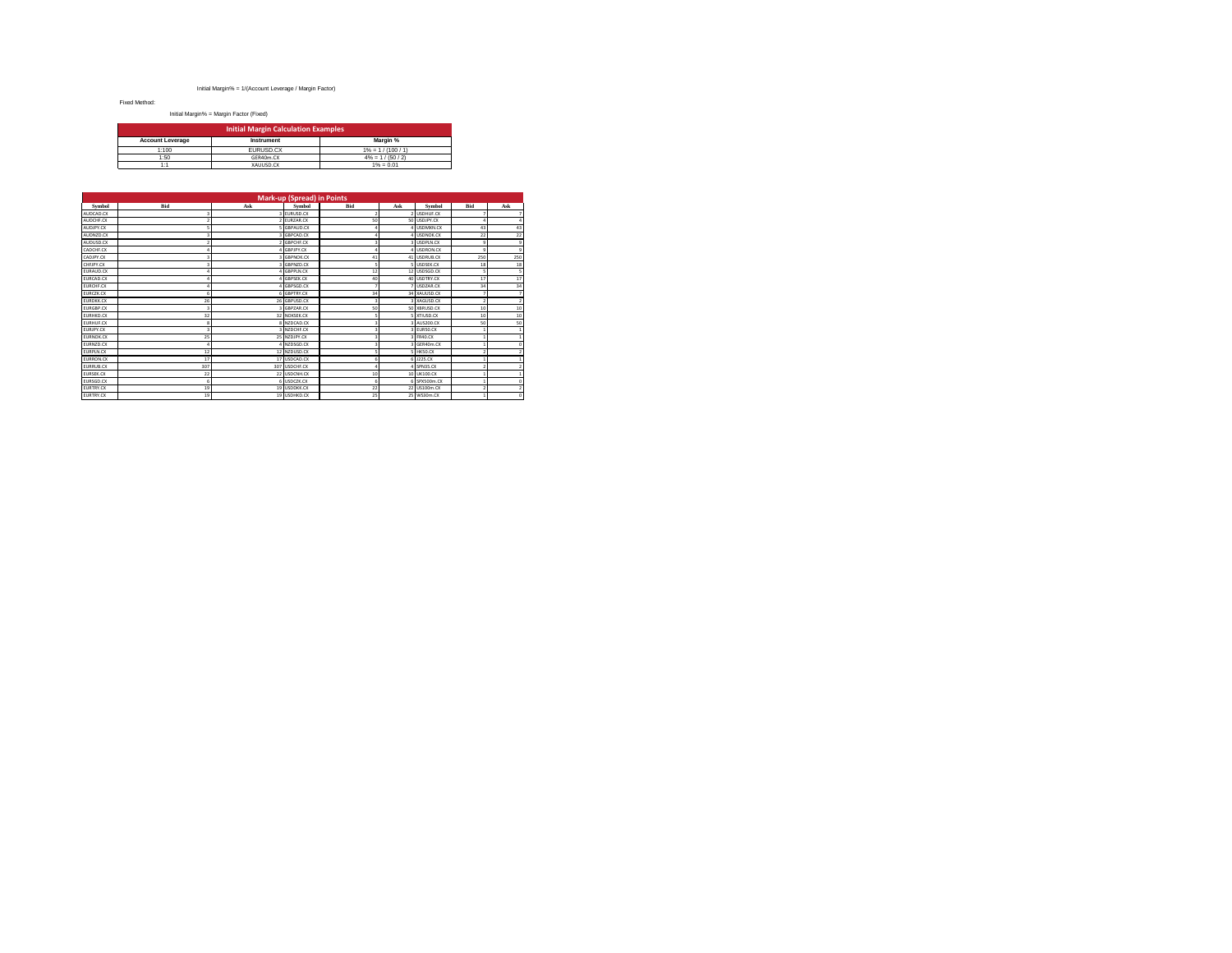Initial Margin% = 1/(Account Leverage / Margin Factor)

Fixed Method:

Initial Margin% = Margin Factor (Fixed)

| Initial Margin Calculation Examples | | |
|---|---|---|
| **Account Leverage** | **Instrument** | **Margin %** |
| 1:100 | EURUSD.CX | 1% = 1 / (100 / 1) |
| 1:50 | GER40m.CX | 4% = 1 / (50 / 2) |
| 1:1 | XAUUSD.CX | 1% = 0.01 |

| Mark-up (Spread) in Points | | | | | | | | |
|---|---|---|---|---|---|---|---|---|
| **Symbol** | **Bid** | **Ask** | **Symbol** | **Bid** | **Ask** | **Symbol** | **Bid** | **Ask** |
| AUDCAD.CX | 3 | 3 | EURUSD.CX | 2 | 2 | USDHUF.CX | 7 | 7 |
| AUDCHF.CX | 2 | 2 | EURZAR.CX | 50 | 50 | USDJPY.CX | 4 | 4 |
| AUDJPY.CX | 5 | 5 | GBPAUD.CX | 4 | 4 | USDMXN.CX | 43 | 43 |
| AUDNZD.CX | 3 | 3 | GBPCAD.CX | 4 | 4 | USDNOK.CX | 22 | 22 |
| AUDUSD.CX | 2 | 2 | GBPCHF.CX | 3 | 3 | USDPLN.CX | 9 | 9 |
| CADCHF.CX | 4 | 4 | GBPJPY.CX | 4 | 4 | USDRON.CX | 9 | 9 |
| CADJPY.CX | 3 | 3 | GBPNOK.CX | 41 | 41 | USDRUB.CX | 250 | 250 |
| CHFJPY.CX | 3 | 3 | GBPNZD.CX | 5 | 5 | USDSEK.CX | 18 | 18 |
| EURAUD.CX | 4 | 4 | GBPPLN.CX | 12 | 12 | USDSGD.CX | 5 | 5 |
| EURCAD.CX | 4 | 4 | GBPSEK.CX | 40 | 40 | USDTRY.CX | 17 | 17 |
| EURCHF.CX | 4 | 4 | GBPSGD.CX | 7 | 7 | USDZAR.CX | 34 | 34 |
| EURCZK.CX | 6 | 6 | GBPTRY.CX | 34 | 34 | XAUUSD.CX | 7 | 7 |
| EURDKK.CX | 26 | 26 | GBPUSD.CX | 3 | 3 | XAGUSD.CX | 2 | 2 |
| EURGBP.CX | 3 | 3 | GBPZAR.CX | 50 | 50 | XBRUSD.CX | 10 | 10 |
| EURHKD.CX | 32 | 32 | NOKSEK.CX | 5 | 5 | XTIUSD.CX | 10 | 10 |
| EURHUF.CX | 8 | 8 | NZDCAD.CX | 3 | 3 | AUS200.CX | 50 | 50 |
| EURJPY.CX | 3 | 3 | NZDCHF.CX | 3 | 3 | EUR50.CX | 1 | 1 |
| EURNOK.CX | 25 | 25 | NZDJPY.CX | 3 | 3 | FR40.CX | 1 | 1 |
| EURNZD.CX | 4 | 4 | NZDSGD.CX | 3 | 3 | GER40m.CX | 1 | 0 |
| EURPLN.CX | 12 | 12 | NZDUSD.CX | 5 | 5 | HK50.CX | 2 | 2 |
| EURRON.CX | 17 | 17 | USDCAD.CX | 6 | 6 | J225.CX | 1 | 1 |
| EURRUB.CX | 107 | 107 | USDCHF.CX | 4 | 4 | SPN35.CX | 2 | 2 |
| EURSEK.CX | 22 | 22 | USDCNH.CX | 10 | 10 | UK100.CX | 1 | 1 |
| EURSGD.CX | 6 | 6 | USDCZK.CX | 6 | 6 | SPX500m.CX | 1 | 0 |
| EURTRY.CX | 19 | 19 | USDDKK.CX | 22 | 22 | US100m.CX | 2 | 2 |
| EURTRY.CX | 19 | 19 | USDHKD.CX | 25 | 25 | WS30m.CX | 1 | 0 |